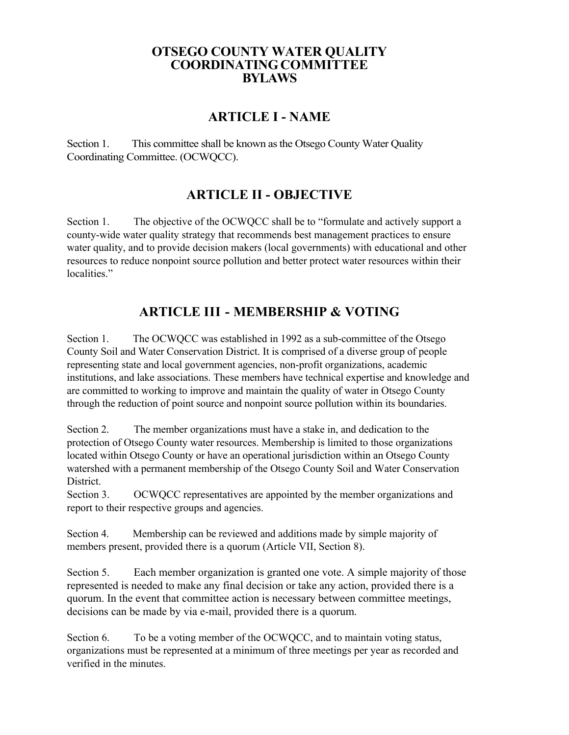# OTSEGO COUNTY WATER QUALITY COORDINATING COMMITTEE BYLAWS

## ARTICLE I - NAME

Section 1. This committee shall be known as the Otsego County Water Quality Coordinating Committee. (OCWQCC).

## ARTICLE II - OBJECTIVE

Section 1. The objective of the OCWQCC shall be to "formulate and actively support a county-wide water quality strategy that recommends best management practices to ensure water quality, and to provide decision makers (local governments) with educational and other resources to reduce nonpoint source pollution and better protect water resources within their localities."

## ARTICLE III - MEMBERSHIP & VOTING

Section 1. The OCWQCC was established in 1992 as a sub-committee of the Otsego County Soil and Water Conservation District. It is comprised of a diverse group of people representing state and local government agencies, non-profit organizations, academic institutions, and lake associations. These members have technical expertise and knowledge and are committed to working to improve and maintain the quality of water in Otsego County through the reduction of point source and nonpoint source pollution within its boundaries.

Section 2. The member organizations must have a stake in, and dedication to the protection of Otsego County water resources. Membership is limited to those organizations located within Otsego County or have an operational jurisdiction within an Otsego County watershed with a permanent membership of the Otsego County Soil and Water Conservation District.

Section 3. OCWQCC representatives are appointed by the member organizations and report to their respective groups and agencies.

Section 4. Membership can be reviewed and additions made by simple majority of members present, provided there is a quorum (Article VII, Section 8).

Section 5. Each member organization is granted one vote. A simple majority of those represented is needed to make any final decision or take any action, provided there is a quorum. In the event that committee action is necessary between committee meetings, decisions can be made by via e-mail, provided there is a quorum.

Section 6. To be a voting member of the OCWQCC, and to maintain voting status, organizations must be represented at a minimum of three meetings per year as recorded and verified in the minutes.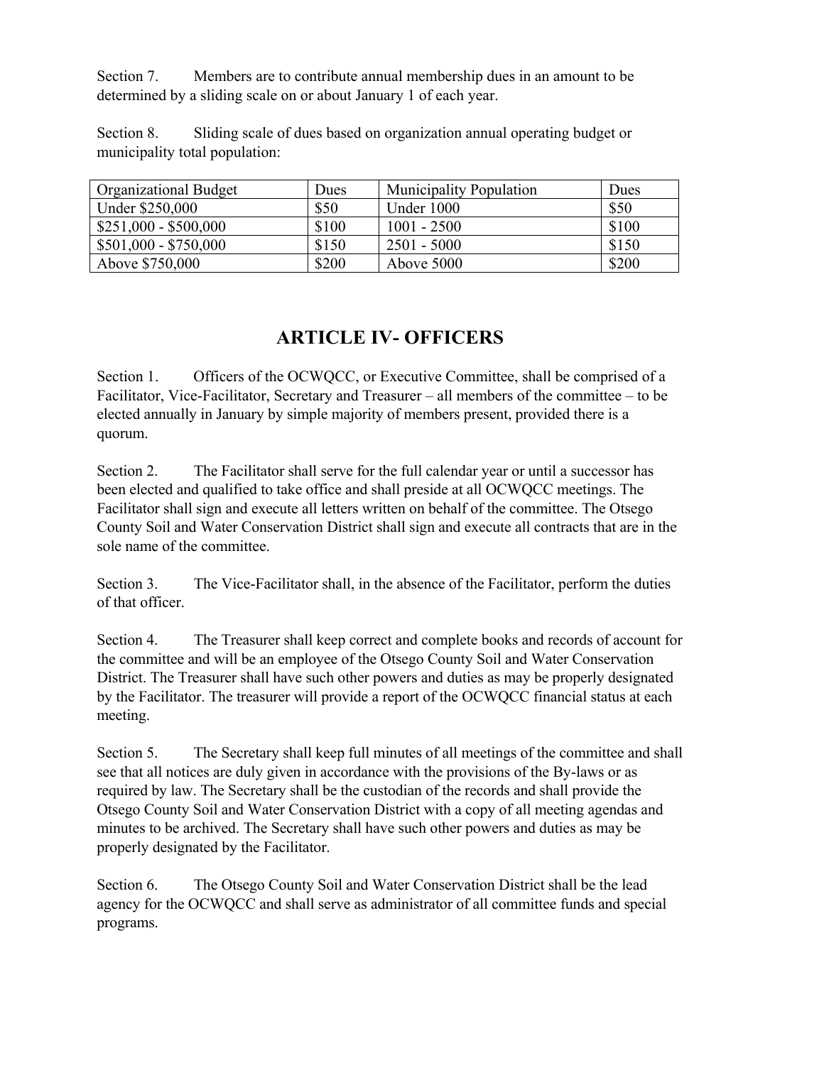Section 7. Members are to contribute annual membership dues in an amount to be determined by a sliding scale on or about January 1 of each year.

Section 8. Sliding scale of dues based on organization annual operating budget or municipality total population:

| Organizational Budget | Dues | Municipality Population | Dues |
|---|---|---|---|
| Under $250,000 | $50 | Under 1000 | $50 |
| $251,000 - $500,000 | $100 | 1001 - 2500 | $100 |
| $501,000 - $750,000 | $150 | 2501 - 5000 | $150 |
| Above $750,000 | $200 | Above 5000 | $200 |

## ARTICLE IV- OFFICERS

Section 1. Officers of the OCWQCC, or Executive Committee, shall be comprised of a Facilitator, Vice-Facilitator, Secretary and Treasurer – all members of the committee – to be elected annually in January by simple majority of members present, provided there is a quorum.

Section 2. The Facilitator shall serve for the full calendar year or until a successor has been elected and qualified to take office and shall preside at all OCWQCC meetings. The Facilitator shall sign and execute all letters written on behalf of the committee. The Otsego County Soil and Water Conservation District shall sign and execute all contracts that are in the sole name of the committee.

Section 3. The Vice-Facilitator shall, in the absence of the Facilitator, perform the duties of that officer.

Section 4. The Treasurer shall keep correct and complete books and records of account for the committee and will be an employee of the Otsego County Soil and Water Conservation District. The Treasurer shall have such other powers and duties as may be properly designated by the Facilitator. The treasurer will provide a report of the OCWQCC financial status at each meeting.

Section 5. The Secretary shall keep full minutes of all meetings of the committee and shall see that all notices are duly given in accordance with the provisions of the By-laws or as required by law. The Secretary shall be the custodian of the records and shall provide the Otsego County Soil and Water Conservation District with a copy of all meeting agendas and minutes to be archived. The Secretary shall have such other powers and duties as may be properly designated by the Facilitator.

Section 6. The Otsego County Soil and Water Conservation District shall be the lead agency for the OCWQCC and shall serve as administrator of all committee funds and special programs.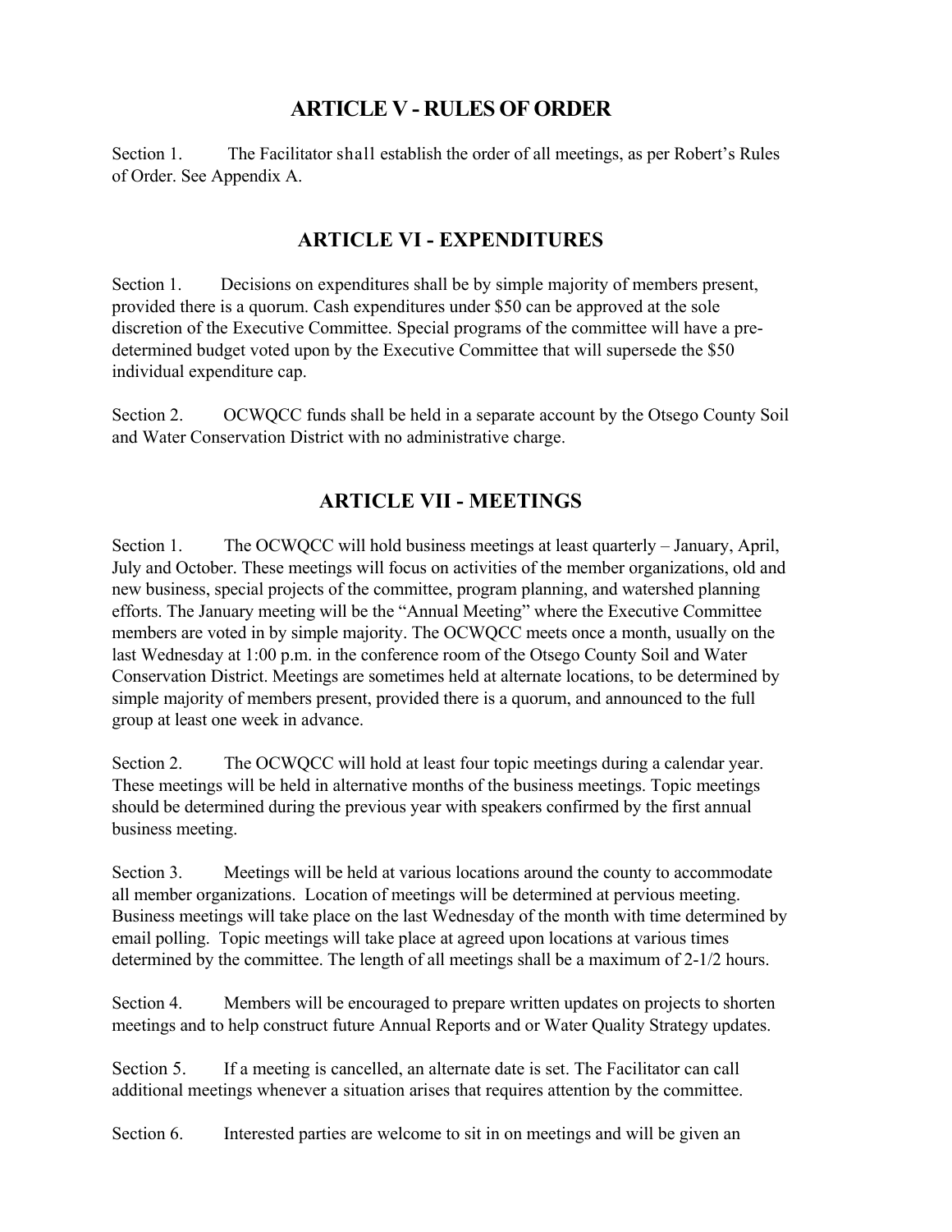## ARTICLE V - RULES OF ORDER

Section 1. The Facilitator shall establish the order of all meetings, as per Robert's Rules of Order. See Appendix A.

## ARTICLE VI - EXPENDITURES

Section 1. Decisions on expenditures shall be by simple majority of members present, provided there is a quorum. Cash expenditures under $50 can be approved at the sole discretion of the Executive Committee. Special programs of the committee will have a pre-determined budget voted upon by the Executive Committee that will supersede the $50 individual expenditure cap.

Section 2. OCWQCC funds shall be held in a separate account by the Otsego County Soil and Water Conservation District with no administrative charge.

## ARTICLE VII - MEETINGS

Section 1. The OCWQCC will hold business meetings at least quarterly – January, April, July and October. These meetings will focus on activities of the member organizations, old and new business, special projects of the committee, program planning, and watershed planning efforts. The January meeting will be the "Annual Meeting" where the Executive Committee members are voted in by simple majority. The OCWQCC meets once a month, usually on the last Wednesday at 1:00 p.m. in the conference room of the Otsego County Soil and Water Conservation District. Meetings are sometimes held at alternate locations, to be determined by simple majority of members present, provided there is a quorum, and announced to the full group at least one week in advance.

Section 2. The OCWQCC will hold at least four topic meetings during a calendar year. These meetings will be held in alternative months of the business meetings. Topic meetings should be determined during the previous year with speakers confirmed by the first annual business meeting.

Section 3. Meetings will be held at various locations around the county to accommodate all member organizations. Location of meetings will be determined at pervious meeting. Business meetings will take place on the last Wednesday of the month with time determined by email polling. Topic meetings will take place at agreed upon locations at various times determined by the committee. The length of all meetings shall be a maximum of 2-1/2 hours.

Section 4. Members will be encouraged to prepare written updates on projects to shorten meetings and to help construct future Annual Reports and or Water Quality Strategy updates.

Section 5. If a meeting is cancelled, an alternate date is set. The Facilitator can call additional meetings whenever a situation arises that requires attention by the committee.

Section 6. Interested parties are welcome to sit in on meetings and will be given an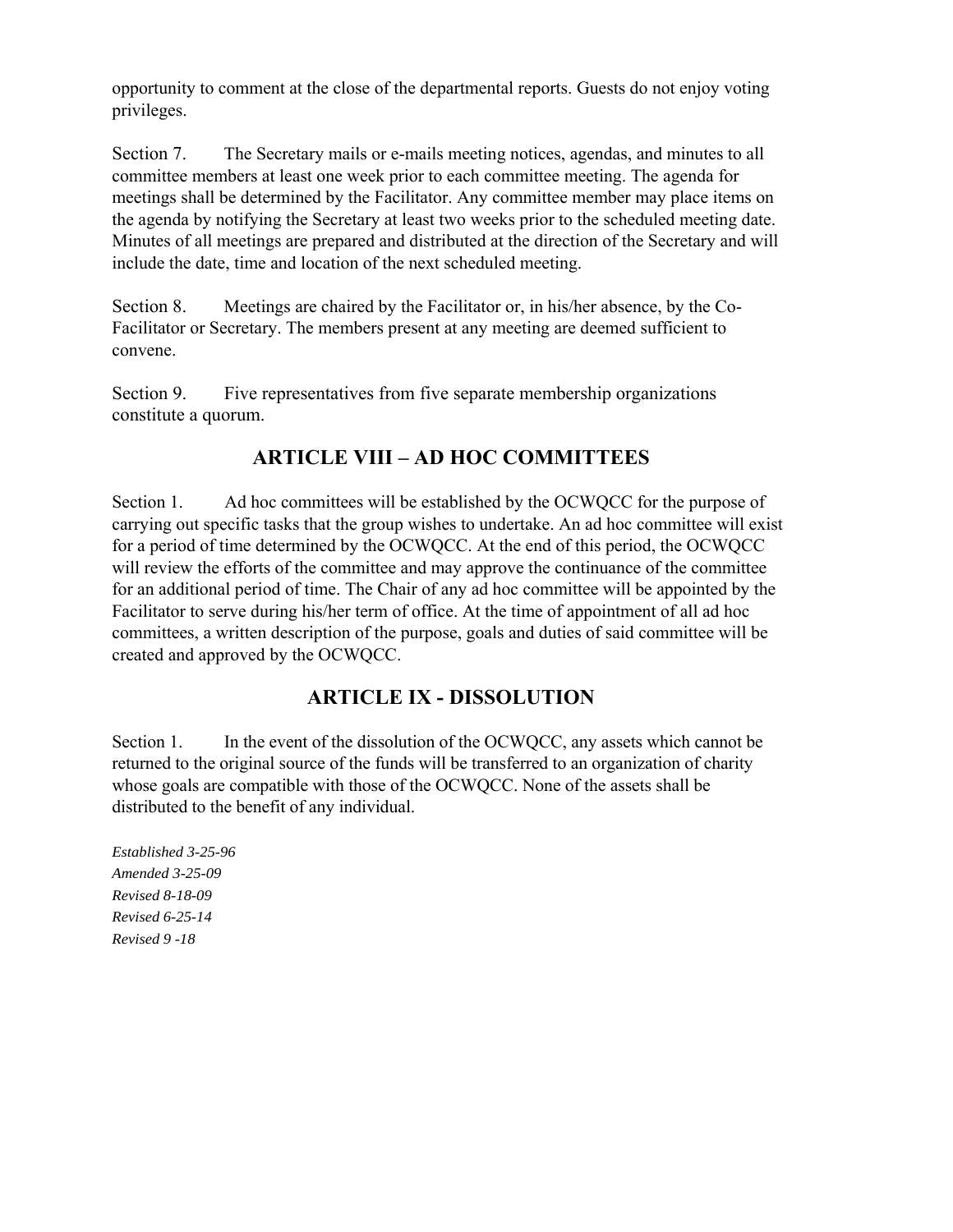opportunity to comment at the close of the departmental reports. Guests do not enjoy voting privileges.

Section 7. The Secretary mails or e-mails meeting notices, agendas, and minutes to all committee members at least one week prior to each committee meeting. The agenda for meetings shall be determined by the Facilitator. Any committee member may place items on the agenda by notifying the Secretary at least two weeks prior to the scheduled meeting date. Minutes of all meetings are prepared and distributed at the direction of the Secretary and will include the date, time and location of the next scheduled meeting.

Section 8. Meetings are chaired by the Facilitator or, in his/her absence, by the Co-Facilitator or Secretary. The members present at any meeting are deemed sufficient to convene.

Section 9. Five representatives from five separate membership organizations constitute a quorum.

## ARTICLE VIII – AD HOC COMMITTEES

Section 1. Ad hoc committees will be established by the OCWQCC for the purpose of carrying out specific tasks that the group wishes to undertake. An ad hoc committee will exist for a period of time determined by the OCWQCC. At the end of this period, the OCWQCC will review the efforts of the committee and may approve the continuance of the committee for an additional period of time. The Chair of any ad hoc committee will be appointed by the Facilitator to serve during his/her term of office. At the time of appointment of all ad hoc committees, a written description of the purpose, goals and duties of said committee will be created and approved by the OCWQCC.

## ARTICLE IX - DISSOLUTION

Section 1. In the event of the dissolution of the OCWQCC, any assets which cannot be returned to the original source of the funds will be transferred to an organization of charity whose goals are compatible with those of the OCWQCC. None of the assets shall be distributed to the benefit of any individual.

*Established 3-25-96*
*Amended 3-25-09*
*Revised 8-18-09*
*Revised 6-25-14*
*Revised 9 -18*